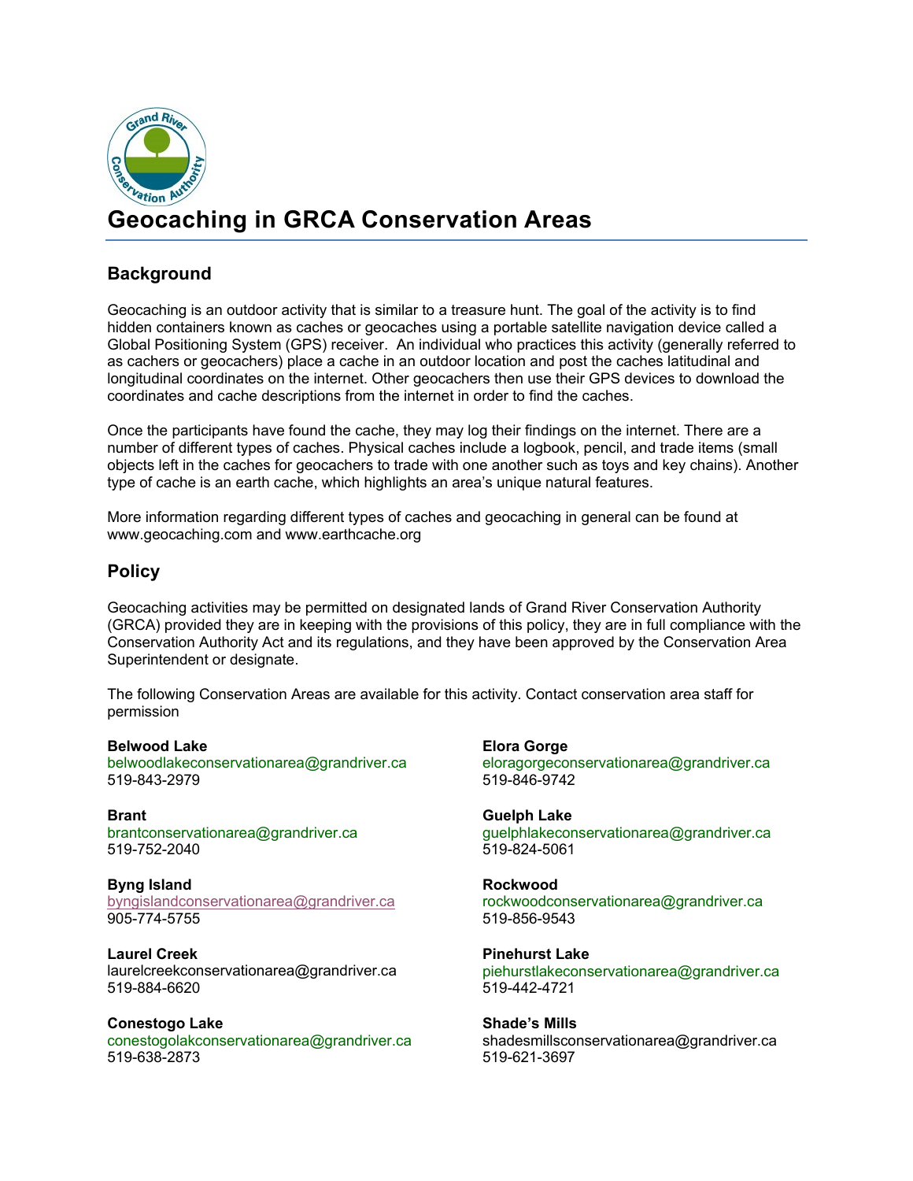# Geocaching in GRCA Conservation Areas

## Background

Geocaching is an outdoor activity that is similar to a treasure hunt. The goal of the activity is to find hidden containers known as caches or geocaches using a portable satellite navigation device called a Global Positioning System (GPS) receiver. An individual who practices this activity (generally referred to as cachers or geocachers) place a cache in an outdoor location and post the caches latitudinal and longitudinal coordinates on the internet. Other geocachers then use their GPS devices to download the coordinates and cache descriptions from the internet in order to find the caches.

Once the participants have found the cache, they may log their findings on the internet. There are a number of different types of caches. Physical caches include a logbook, pencil, and trade items (small objects left in the caches for geocachers to trade with one another such as toys and key chains). Another type of cache is an earth cache, which highlights an area's unique natural features.

More information regarding different types of caches and geocaching in general can be found at www.geocaching.com and www.earthcache.org

## Policy

Geocaching activities may be permitted on designated lands of Grand River Conservation Authority (GRCA) provided they are in keeping with the provisions of this policy, they are in full compliance with the Conservation Authority Act and its regulations, and they have been approved by the Conservation Area Superintendent or designate.

The following Conservation Areas are available for this activity. Contact conservation area staff for permission

**Belwood Lake**
belwoodlakeconservationarea@grandriver.ca
519-843-2979

**Brant**
brantconservationarea@grandriver.ca
519-752-2040

**Byng Island**
byngislandconservationarea@grandriver.ca
905-774-5755

**Laurel Creek**
laurelcreekconservationarea@grandriver.ca
519-884-6620

**Conestogo Lake**
conestogolakconservationarea@grandriver.ca
519-638-2873

**Elora Gorge**
eloragorgeconservationarea@grandriver.ca
519-846-9742

**Guelph Lake**
guelphlakeconservationarea@grandriver.ca
519-824-5061

**Rockwood**
rockwoodconservationarea@grandriver.ca
519-856-9543

**Pinehurst Lake**
piehurstlakeconservationarea@grandriver.ca
519-442-4721

**Shade's Mills**
shadesmillsconservationarea@grandriver.ca
519-621-3697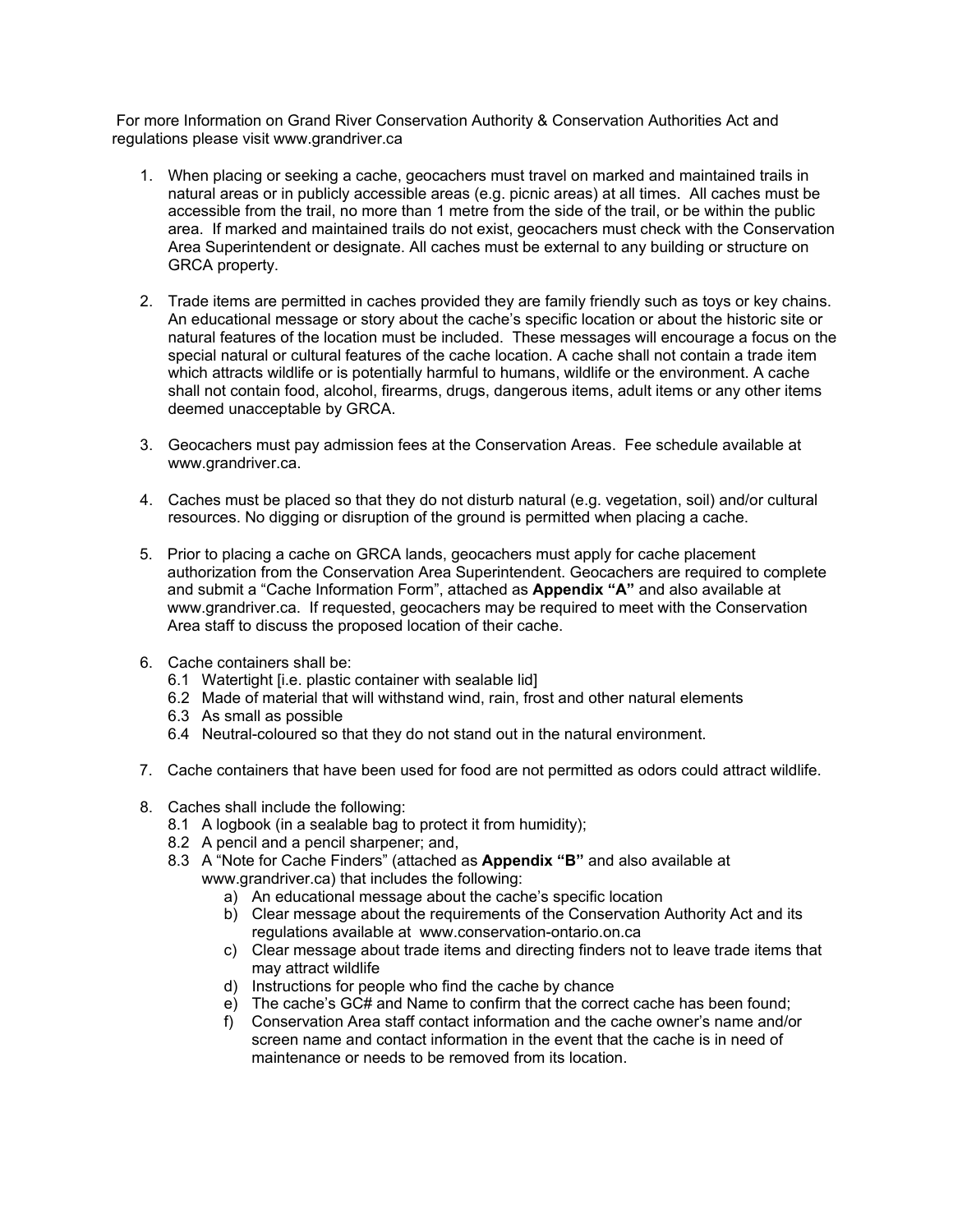For more Information on Grand River Conservation Authority & Conservation Authorities Act and regulations please visit www.grandriver.ca

1. When placing or seeking a cache, geocachers must travel on marked and maintained trails in natural areas or in publicly accessible areas (e.g. picnic areas) at all times. All caches must be accessible from the trail, no more than 1 metre from the side of the trail, or be within the public area. If marked and maintained trails do not exist, geocachers must check with the Conservation Area Superintendent or designate. All caches must be external to any building or structure on GRCA property.

2. Trade items are permitted in caches provided they are family friendly such as toys or key chains. An educational message or story about the cache's specific location or about the historic site or natural features of the location must be included. These messages will encourage a focus on the special natural or cultural features of the cache location. A cache shall not contain a trade item which attracts wildlife or is potentially harmful to humans, wildlife or the environment. A cache shall not contain food, alcohol, firearms, drugs, dangerous items, adult items or any other items deemed unacceptable by GRCA.

3. Geocachers must pay admission fees at the Conservation Areas. Fee schedule available at www.grandriver.ca.

4. Caches must be placed so that they do not disturb natural (e.g. vegetation, soil) and/or cultural resources. No digging or disruption of the ground is permitted when placing a cache.

5. Prior to placing a cache on GRCA lands, geocachers must apply for cache placement authorization from the Conservation Area Superintendent. Geocachers are required to complete and submit a "Cache Information Form", attached as **Appendix "A"** and also available at www.grandriver.ca. If requested, geocachers may be required to meet with the Conservation Area staff to discuss the proposed location of their cache.

6. Cache containers shall be:
   - 6.1 Watertight [i.e. plastic container with sealable lid]
   - 6.2 Made of material that will withstand wind, rain, frost and other natural elements
   - 6.3 As small as possible
   - 6.4 Neutral-coloured so that they do not stand out in the natural environment.

7. Cache containers that have been used for food are not permitted as odors could attract wildlife.

8. Caches shall include the following:
   - 8.1 A logbook (in a sealable bag to protect it from humidity);
   - 8.2 A pencil and a pencil sharpener; and,
   - 8.3 A "Note for Cache Finders" (attached as **Appendix "B"** and also available at www.grandriver.ca) that includes the following:
     - a) An educational message about the cache's specific location
     - b) Clear message about the requirements of the Conservation Authority Act and its regulations available at www.conservation-ontario.on.ca
     - c) Clear message about trade items and directing finders not to leave trade items that may attract wildlife
     - d) Instructions for people who find the cache by chance
     - e) The cache's GC# and Name to confirm that the correct cache has been found;
     - f) Conservation Area staff contact information and the cache owner's name and/or screen name and contact information in the event that the cache is in need of maintenance or needs to be removed from its location.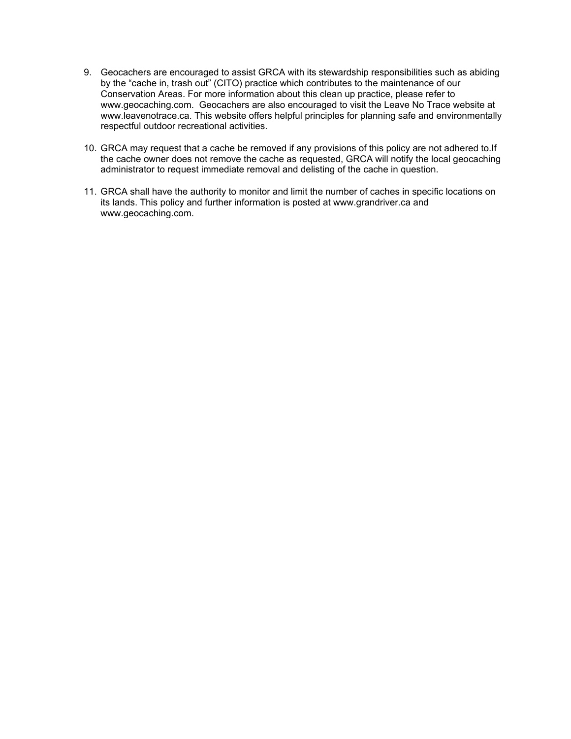9. Geocachers are encouraged to assist GRCA with its stewardship responsibilities such as abiding by the "cache in, trash out" (CITO) practice which contributes to the maintenance of our Conservation Areas. For more information about this clean up practice, please refer to www.geocaching.com. Geocachers are also encouraged to visit the Leave No Trace website at www.leavenotrace.ca. This website offers helpful principles for planning safe and environmentally respectful outdoor recreational activities.

10. GRCA may request that a cache be removed if any provisions of this policy are not adhered to.If the cache owner does not remove the cache as requested, GRCA will notify the local geocaching administrator to request immediate removal and delisting of the cache in question.

11. GRCA shall have the authority to monitor and limit the number of caches in specific locations on its lands. This policy and further information is posted at www.grandriver.ca and www.geocaching.com.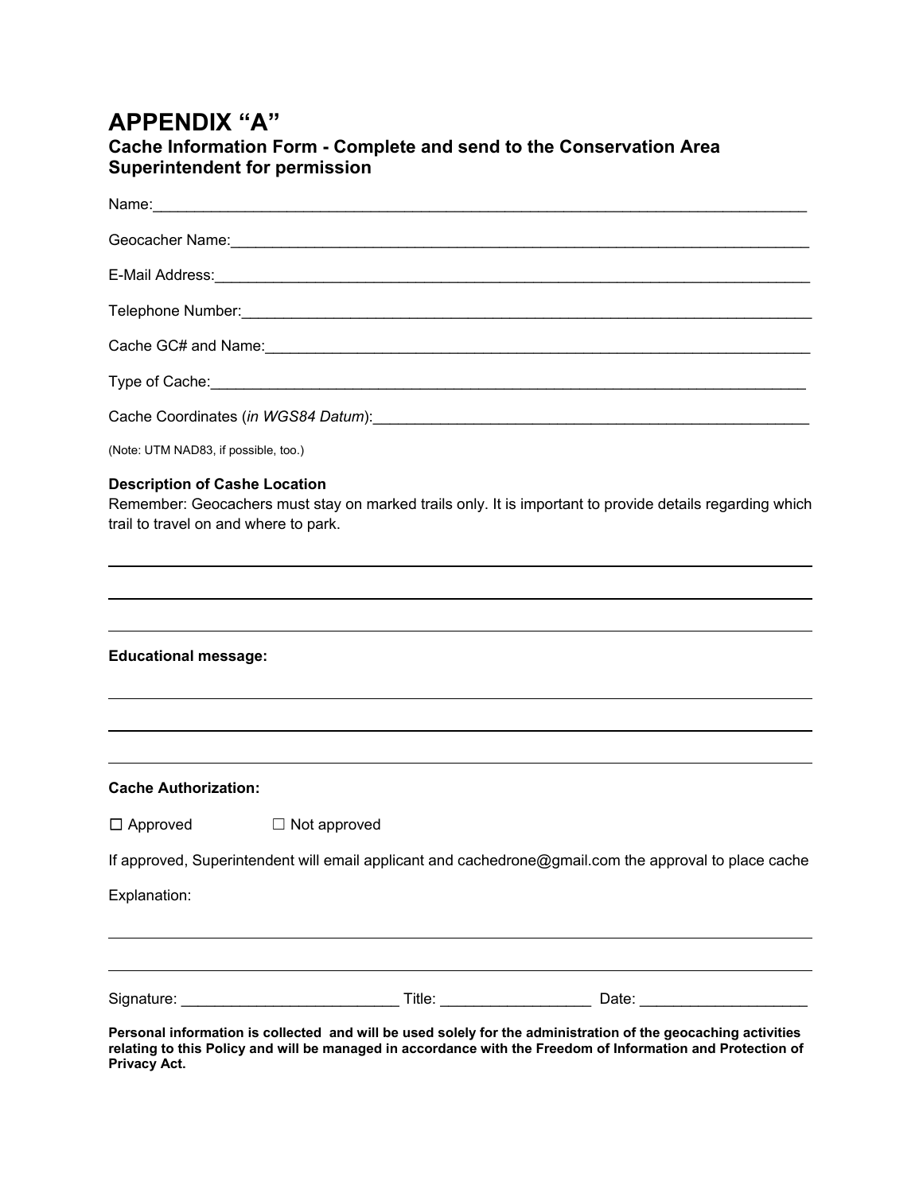# APPENDIX "A"

### Cache Information Form - Complete and send to the Conservation Area Superintendent for permission

Name:_______________________________________________________________________________

Geocacher Name:_______________________________________________________________________

E-Mail Address:_________________________________________________________________________

Telephone Number:______________________________________________________________________

Cache GC# and Name:____________________________________________________________________

Type of Cache:__________________________________________________________________________

Cache Coordinates (*in WGS84 Datum*):______________________________________________________

(Note: UTM NAD83, if possible, too.)

**Description of Cashe Location**

Remember: Geocachers must stay on marked trails only. It is important to provide details regarding which trail to travel on and where to park.

______________________________________________________________________________________

______________________________________________________________________________________

______________________________________________________________________________________

**Educational message:**

______________________________________________________________________________________

______________________________________________________________________________________

______________________________________________________________________________________

**Cache Authorization:**

☐ Approved ☐ Not approved

If approved, Superintendent will email applicant and cachedrone@gmail.com the approval to place cache

Explanation:

______________________________________________________________________________________

______________________________________________________________________________________

Signature: __________________________ Title: _________________ Date: ___________________

**Personal information is collected and will be used solely for the administration of the geocaching activities relating to this Policy and will be managed in accordance with the Freedom of Information and Protection of Privacy Act.**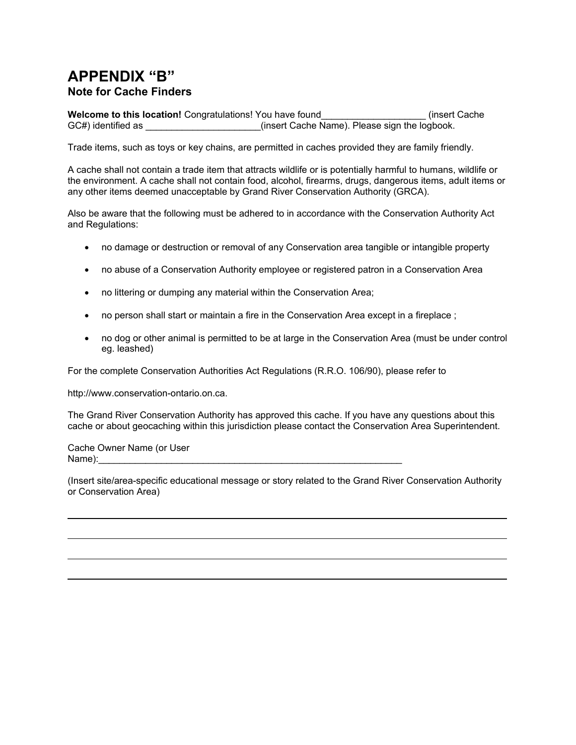# APPENDIX "B"

## Note for Cache Finders

**Welcome to this location!** Congratulations! You have found___________________ (insert Cache GC#) identified as _____________________(insert Cache Name). Please sign the logbook.

Trade items, such as toys or key chains, are permitted in caches provided they are family friendly.

A cache shall not contain a trade item that attracts wildlife or is potentially harmful to humans, wildlife or the environment. A cache shall not contain food, alcohol, firearms, drugs, dangerous items, adult items or any other items deemed unacceptable by Grand River Conservation Authority (GRCA).

Also be aware that the following must be adhered to in accordance with the Conservation Authority Act and Regulations:

- no damage or destruction or removal of any Conservation area tangible or intangible property
- no abuse of a Conservation Authority employee or registered patron in a Conservation Area
- no littering or dumping any material within the Conservation Area;
- no person shall start or maintain a fire in the Conservation Area except in a fireplace ;
- no dog or other animal is permitted to be at large in the Conservation Area (must be under control eg. leashed)

For the complete Conservation Authorities Act Regulations (R.R.O. 106/90), please refer to

http://www.conservation-ontario.on.ca.

The Grand River Conservation Authority has approved this cache. If you have any questions about this cache or about geocaching within this jurisdiction please contact the Conservation Area Superintendent.

Cache Owner Name (or User Name):___________________________________________________________

(Insert site/area-specific educational message or story related to the Grand River Conservation Authority or Conservation Area)

______________________________________________________________________________

______________________________________________________________________________

______________________________________________________________________________

______________________________________________________________________________